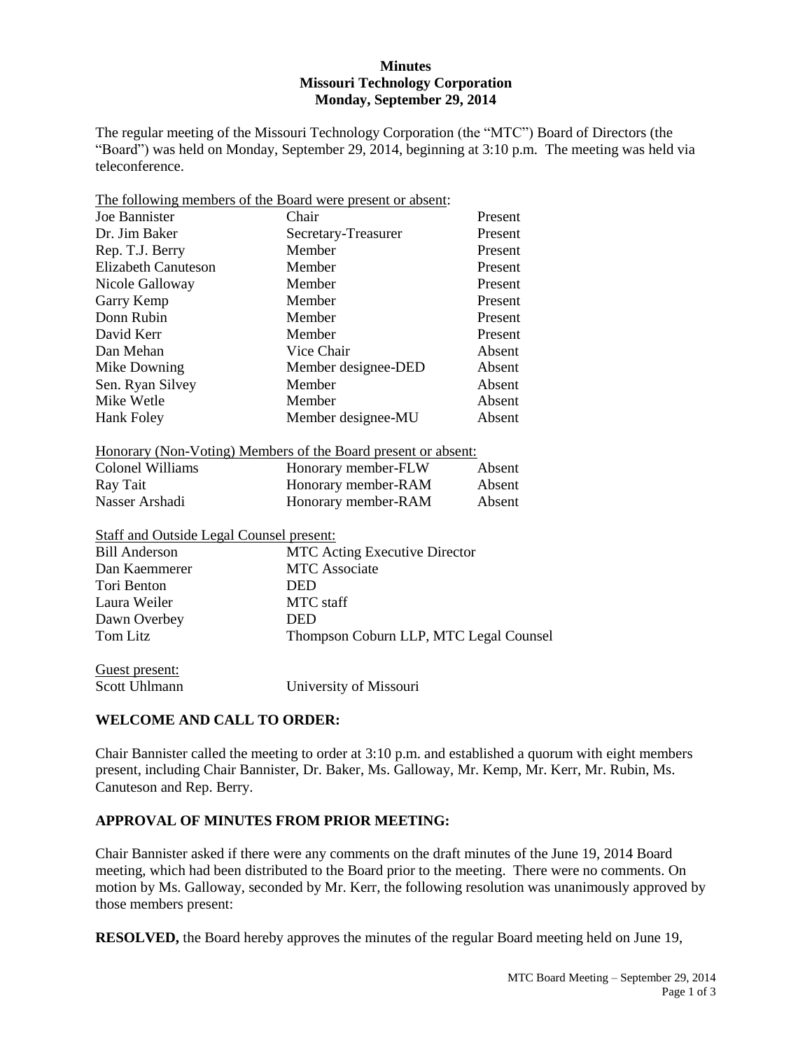**Minutes**
**Missouri Technology Corporation**
**Monday, September 29, 2014**

The regular meeting of the Missouri Technology Corporation (the "MTC") Board of Directors (the "Board") was held on Monday, September 29, 2014, beginning at 3:10 p.m. The meeting was held via teleconference.

The following members of the Board were present or absent:

| | | |
|---|---|---|
| Joe Bannister | Chair | Present |
| Dr. Jim Baker | Secretary-Treasurer | Present |
| Rep. T.J. Berry | Member | Present |
| Elizabeth Canuteson | Member | Present |
| Nicole Galloway | Member | Present |
| Garry Kemp | Member | Present |
| Donn Rubin | Member | Present |
| David Kerr | Member | Present |
| Dan Mehan | Vice Chair | Absent |
| Mike Downing | Member designee-DED | Absent |
| Sen. Ryan Silvey | Member | Absent |
| Mike Wetle | Member | Absent |
| Hank Foley | Member designee-MU | Absent |

Honorary (Non-Voting) Members of the Board present or absent:

| | | |
|---|---|---|
| Colonel Williams | Honorary member-FLW | Absent |
| Ray Tait | Honorary member-RAM | Absent |
| Nasser Arshadi | Honorary member-RAM | Absent |

Staff and Outside Legal Counsel present:

| | |
|---|---|
| Bill Anderson | MTC Acting Executive Director |
| Dan Kaemmerer | MTC Associate |
| Tori Benton | DED |
| Laura Weiler | MTC staff |
| Dawn Overbey | DED |
| Tom Litz | Thompson Coburn LLP, MTC Legal Counsel |

Guest present:

| | |
|---|---|
| Scott Uhlmann | University of Missouri |

**WELCOME AND CALL TO ORDER:**

Chair Bannister called the meeting to order at 3:10 p.m. and established a quorum with eight members present, including Chair Bannister, Dr. Baker, Ms. Galloway, Mr. Kemp, Mr. Kerr, Mr. Rubin, Ms. Canuteson and Rep. Berry.

**APPROVAL OF MINUTES FROM PRIOR MEETING:**

Chair Bannister asked if there were any comments on the draft minutes of the June 19, 2014 Board meeting, which had been distributed to the Board prior to the meeting. There were no comments. On motion by Ms. Galloway, seconded by Mr. Kerr, the following resolution was unanimously approved by those members present:

**RESOLVED,** the Board hereby approves the minutes of the regular Board meeting held on June 19,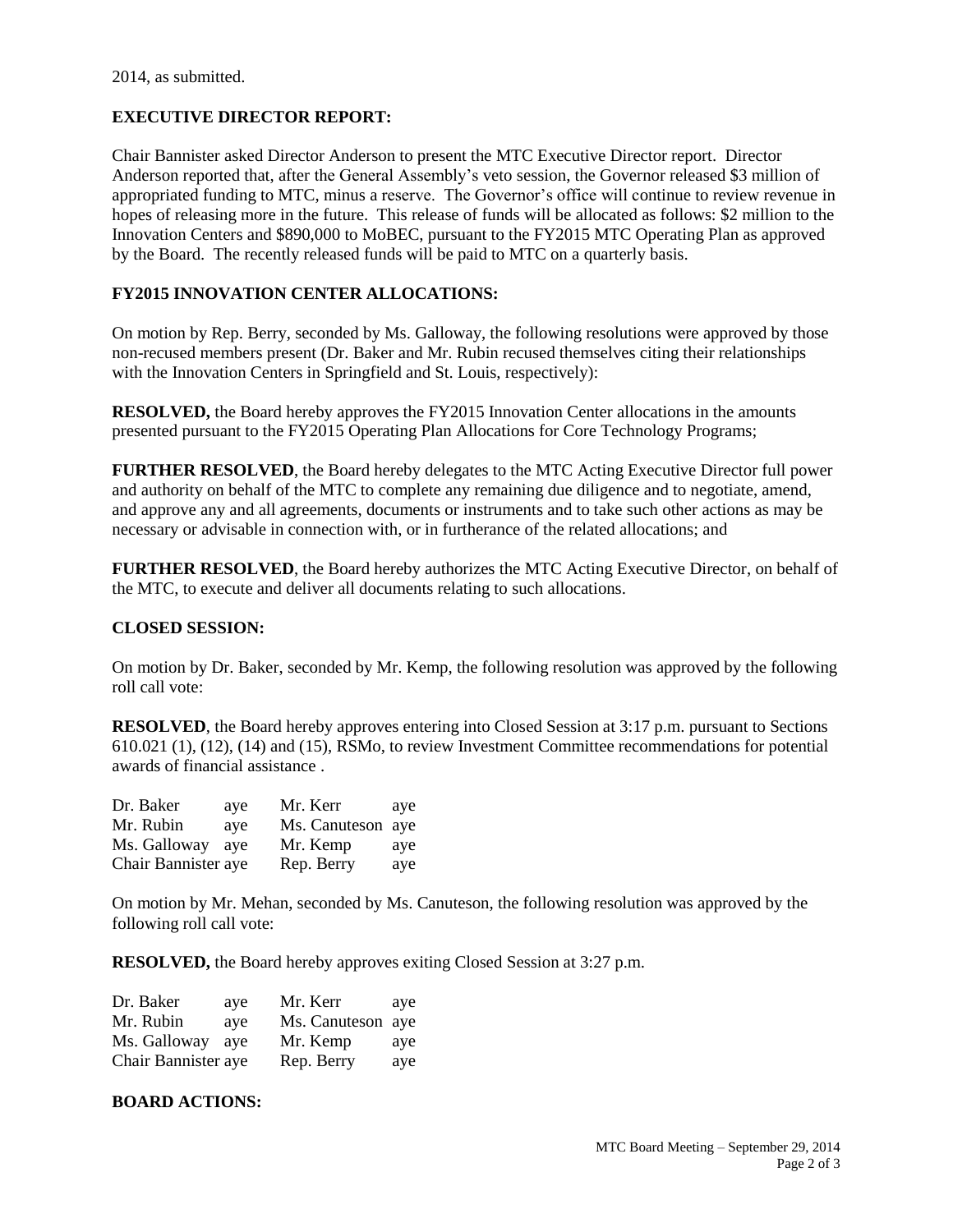2014, as submitted.

**EXECUTIVE DIRECTOR REPORT:**

Chair Bannister asked Director Anderson to present the MTC Executive Director report. Director Anderson reported that, after the General Assembly's veto session, the Governor released $3 million of appropriated funding to MTC, minus a reserve. The Governor's office will continue to review revenue in hopes of releasing more in the future. This release of funds will be allocated as follows: $2 million to the Innovation Centers and $890,000 to MoBEC, pursuant to the FY2015 MTC Operating Plan as approved by the Board. The recently released funds will be paid to MTC on a quarterly basis.

**FY2015 INNOVATION CENTER ALLOCATIONS:**

On motion by Rep. Berry, seconded by Ms. Galloway, the following resolutions were approved by those non-recused members present (Dr. Baker and Mr. Rubin recused themselves citing their relationships with the Innovation Centers in Springfield and St. Louis, respectively):

**RESOLVED,** the Board hereby approves the FY2015 Innovation Center allocations in the amounts presented pursuant to the FY2015 Operating Plan Allocations for Core Technology Programs;

**FURTHER RESOLVED**, the Board hereby delegates to the MTC Acting Executive Director full power and authority on behalf of the MTC to complete any remaining due diligence and to negotiate, amend, and approve any and all agreements, documents or instruments and to take such other actions as may be necessary or advisable in connection with, or in furtherance of the related allocations; and

**FURTHER RESOLVED**, the Board hereby authorizes the MTC Acting Executive Director, on behalf of the MTC, to execute and deliver all documents relating to such allocations.

**CLOSED SESSION:**

On motion by Dr. Baker, seconded by Mr. Kemp, the following resolution was approved by the following roll call vote:

**RESOLVED**, the Board hereby approves entering into Closed Session at 3:17 p.m. pursuant to Sections 610.021 (1), (12), (14) and (15), RSMo, to review Investment Committee recommendations for potential awards of financial assistance .

| | | | |
|---|---|---|---|
| Dr. Baker | aye | Mr. Kerr | aye |
| Mr. Rubin | aye | Ms. Canuteson | aye |
| Ms. Galloway | aye | Mr. Kemp | aye |
| Chair Bannister | aye | Rep. Berry | aye |

On motion by Mr. Mehan, seconded by Ms. Canuteson, the following resolution was approved by the following roll call vote:

**RESOLVED,** the Board hereby approves exiting Closed Session at 3:27 p.m.

| | | | |
|---|---|---|---|
| Dr. Baker | aye | Mr. Kerr | aye |
| Mr. Rubin | aye | Ms. Canuteson | aye |
| Ms. Galloway | aye | Mr. Kemp | aye |
| Chair Bannister | aye | Rep. Berry | aye |

**BOARD ACTIONS:**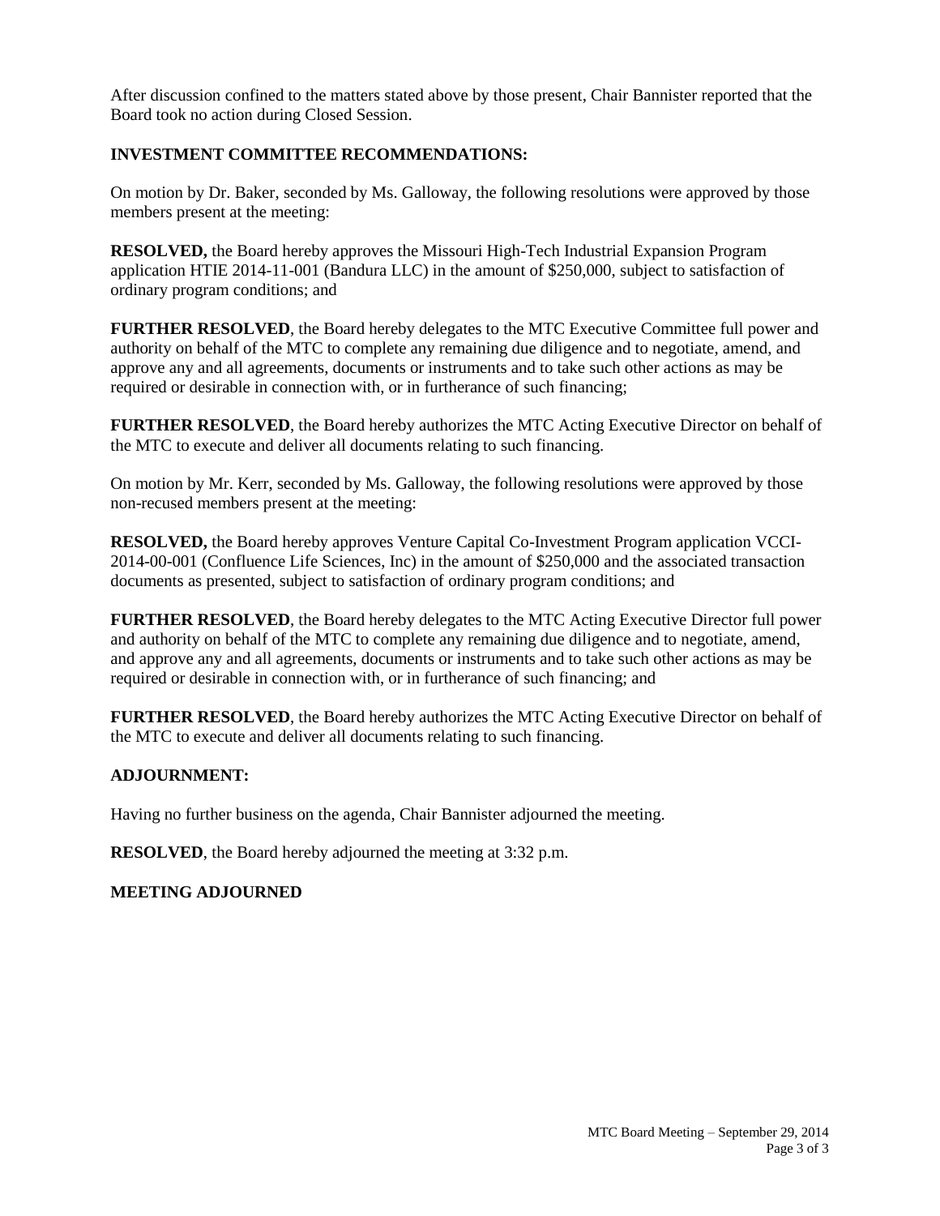After discussion confined to the matters stated above by those present, Chair Bannister reported that the Board took no action during Closed Session.

**INVESTMENT COMMITTEE RECOMMENDATIONS:**

On motion by Dr. Baker, seconded by Ms. Galloway, the following resolutions were approved by those members present at the meeting:

**RESOLVED,** the Board hereby approves the Missouri High-Tech Industrial Expansion Program application HTIE 2014-11-001 (Bandura LLC) in the amount of $250,000, subject to satisfaction of ordinary program conditions; and

**FURTHER RESOLVED**, the Board hereby delegates to the MTC Executive Committee full power and authority on behalf of the MTC to complete any remaining due diligence and to negotiate, amend, and approve any and all agreements, documents or instruments and to take such other actions as may be required or desirable in connection with, or in furtherance of such financing;

**FURTHER RESOLVED**, the Board hereby authorizes the MTC Acting Executive Director on behalf of the MTC to execute and deliver all documents relating to such financing.

On motion by Mr. Kerr, seconded by Ms. Galloway, the following resolutions were approved by those non-recused members present at the meeting:

**RESOLVED,** the Board hereby approves Venture Capital Co-Investment Program application VCCI-2014-00-001 (Confluence Life Sciences, Inc) in the amount of $250,000 and the associated transaction documents as presented, subject to satisfaction of ordinary program conditions; and

**FURTHER RESOLVED**, the Board hereby delegates to the MTC Acting Executive Director full power and authority on behalf of the MTC to complete any remaining due diligence and to negotiate, amend, and approve any and all agreements, documents or instruments and to take such other actions as may be required or desirable in connection with, or in furtherance of such financing; and

**FURTHER RESOLVED**, the Board hereby authorizes the MTC Acting Executive Director on behalf of the MTC to execute and deliver all documents relating to such financing.

**ADJOURNMENT:**

Having no further business on the agenda, Chair Bannister adjourned the meeting.

**RESOLVED**, the Board hereby adjourned the meeting at 3:32 p.m.

**MEETING ADJOURNED**